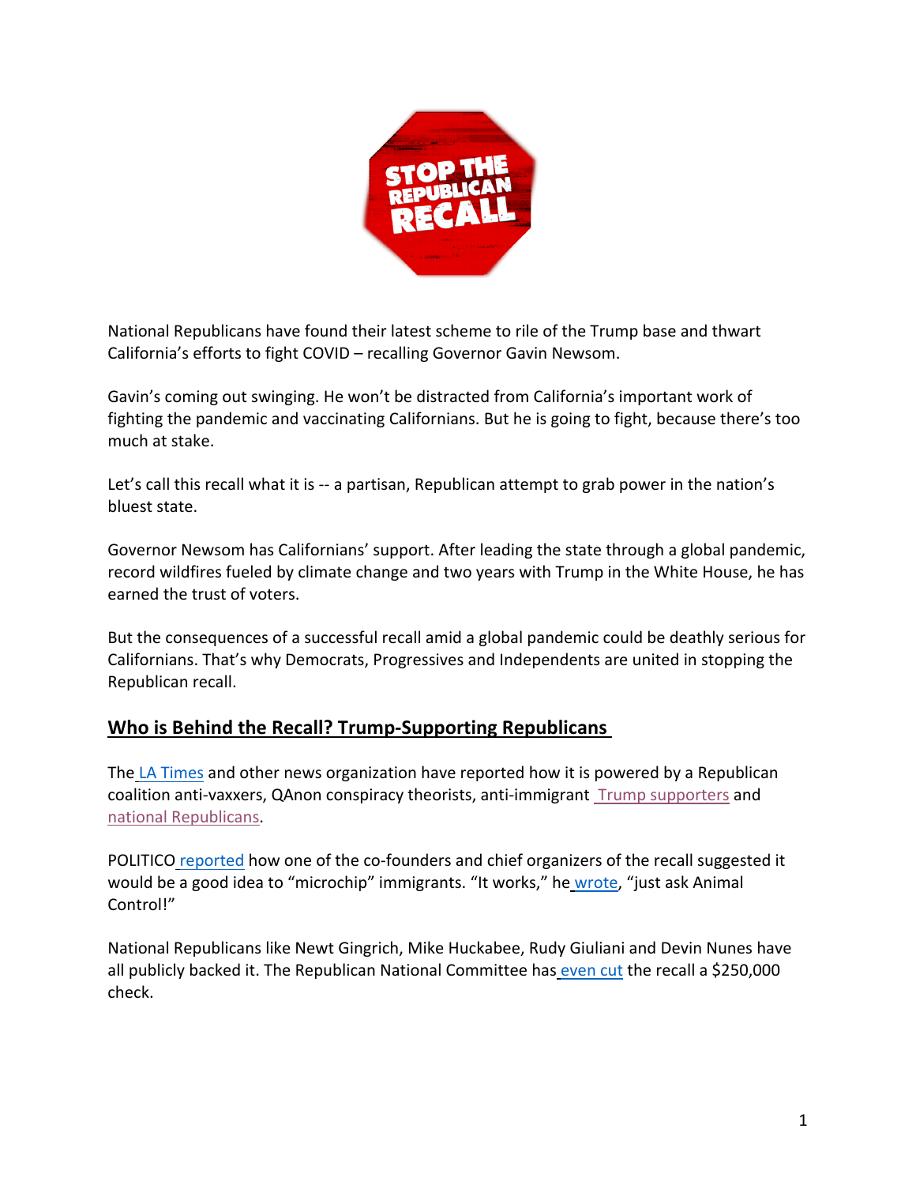STOP THE REPUBLICAN RECALL

National Republicans have found their latest scheme to rile of the Trump base and thwart California's efforts to fight COVID – recalling Governor Gavin Newsom.

Gavin's coming out swinging. He won't be distracted from California's important work of fighting the pandemic and vaccinating Californians. But he is going to fight, because there's too much at stake.

Let's call this recall what it is -- a partisan, Republican attempt to grab power in the nation's bluest state.

Governor Newsom has Californians' support. After leading the state through a global pandemic, record wildfires fueled by climate change and two years with Trump in the White House, he has earned the trust of voters.

But the consequences of a successful recall amid a global pandemic could be deathly serious for Californians. That's why Democrats, Progressives and Independents are united in stopping the Republican recall.

## Who is Behind the Recall? Trump-Supporting Republicans

The LA Times and other news organization have reported how it is powered by a Republican coalition anti-vaxxers, QAnon conspiracy theorists, anti-immigrant Trump supporters and national Republicans.

POLITICO reported how one of the co-founders and chief organizers of the recall suggested it would be a good idea to "microchip" immigrants. "It works," he wrote, "just ask Animal Control!"

National Republicans like Newt Gingrich, Mike Huckabee, Rudy Giuliani and Devin Nunes have all publicly backed it. The Republican National Committee has even cut the recall a $250,000 check.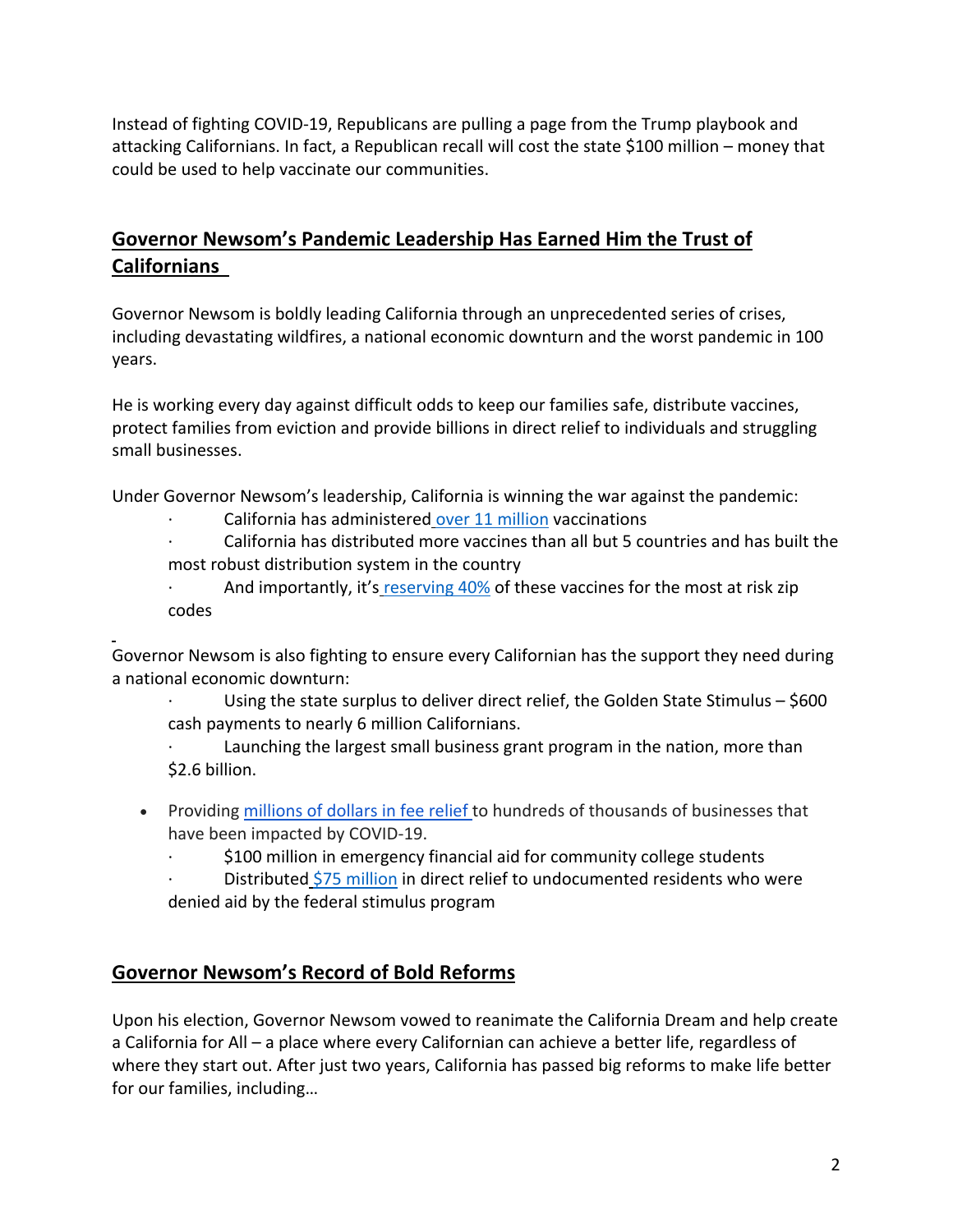Instead of fighting COVID-19, Republicans are pulling a page from the Trump playbook and attacking Californians. In fact, a Republican recall will cost the state $100 million – money that could be used to help vaccinate our communities.

## Governor Newsom's Pandemic Leadership Has Earned Him the Trust of Californians

Governor Newsom is boldly leading California through an unprecedented series of crises, including devastating wildfires, a national economic downturn and the worst pandemic in 100 years.

He is working every day against difficult odds to keep our families safe, distribute vaccines, protect families from eviction and provide billions in direct relief to individuals and struggling small businesses.

Under Governor Newsom's leadership, California is winning the war against the pandemic:

- California has administered over 11 million vaccinations
- California has distributed more vaccines than all but 5 countries and has built the most robust distribution system in the country
- And importantly, it's reserving 40% of these vaccines for the most at risk zip codes

Governor Newsom is also fighting to ensure every Californian has the support they need during a national economic downturn:

- Using the state surplus to deliver direct relief, the Golden State Stimulus – $600 cash payments to nearly 6 million Californians.
- Launching the largest small business grant program in the nation, more than $2.6 billion.
- Providing millions of dollars in fee relief to hundreds of thousands of businesses that have been impacted by COVID-19.
- $100 million in emergency financial aid for community college students
- Distributed $75 million in direct relief to undocumented residents who were denied aid by the federal stimulus program

## Governor Newsom's Record of Bold Reforms

Upon his election, Governor Newsom vowed to reanimate the California Dream and help create a California for All – a place where every Californian can achieve a better life, regardless of where they start out. After just two years, California has passed big reforms to make life better for our families, including…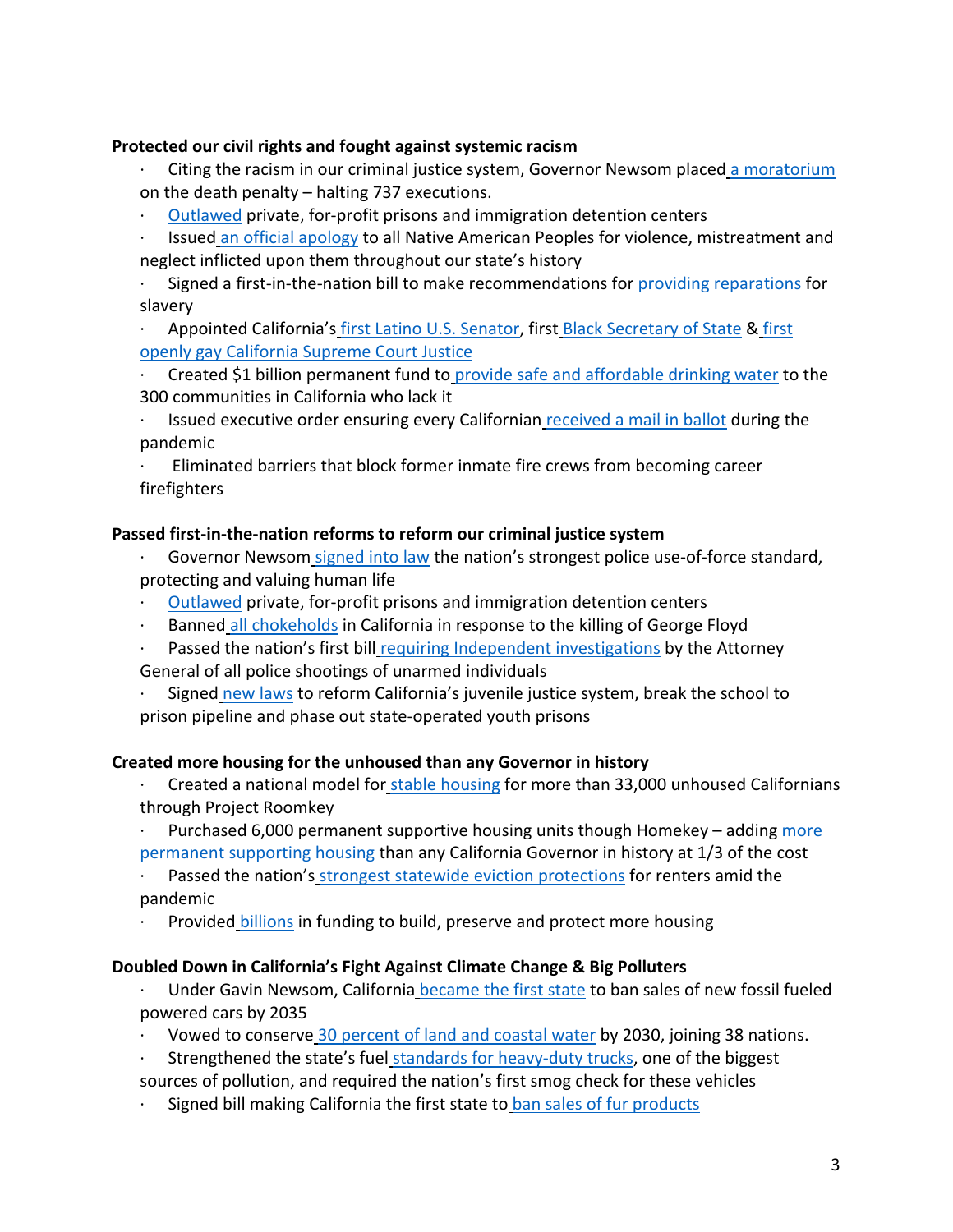**Protected our civil rights and fought against systemic racism**

- Citing the racism in our criminal justice system, Governor Newsom placed a moratorium on the death penalty – halting 737 executions.
- Outlawed private, for-profit prisons and immigration detention centers
- Issued an official apology to all Native American Peoples for violence, mistreatment and neglect inflicted upon them throughout our state's history
- Signed a first-in-the-nation bill to make recommendations for providing reparations for slavery
- Appointed California's first Latino U.S. Senator, first Black Secretary of State & first openly gay California Supreme Court Justice
- Created $1 billion permanent fund to provide safe and affordable drinking water to the 300 communities in California who lack it
- Issued executive order ensuring every Californian received a mail in ballot during the pandemic
- Eliminated barriers that block former inmate fire crews from becoming career firefighters

**Passed first-in-the-nation reforms to reform our criminal justice system**

- Governor Newsom signed into law the nation's strongest police use-of-force standard, protecting and valuing human life
- Outlawed private, for-profit prisons and immigration detention centers
- Banned all chokeholds in California in response to the killing of George Floyd
- Passed the nation's first bill requiring Independent investigations by the Attorney General of all police shootings of unarmed individuals
- Signed new laws to reform California's juvenile justice system, break the school to prison pipeline and phase out state-operated youth prisons

**Created more housing for the unhoused than any Governor in history**

- Created a national model for stable housing for more than 33,000 unhoused Californians through Project Roomkey
- Purchased 6,000 permanent supportive housing units though Homekey – adding more permanent supporting housing than any California Governor in history at 1/3 of the cost
- Passed the nation's strongest statewide eviction protections for renters amid the pandemic
- Provided billions in funding to build, preserve and protect more housing

**Doubled Down in California's Fight Against Climate Change & Big Polluters**

- Under Gavin Newsom, California became the first state to ban sales of new fossil fueled powered cars by 2035
- Vowed to conserve 30 percent of land and coastal water by 2030, joining 38 nations.
- Strengthened the state's fuel standards for heavy-duty trucks, one of the biggest sources of pollution, and required the nation's first smog check for these vehicles
- Signed bill making California the first state to ban sales of fur products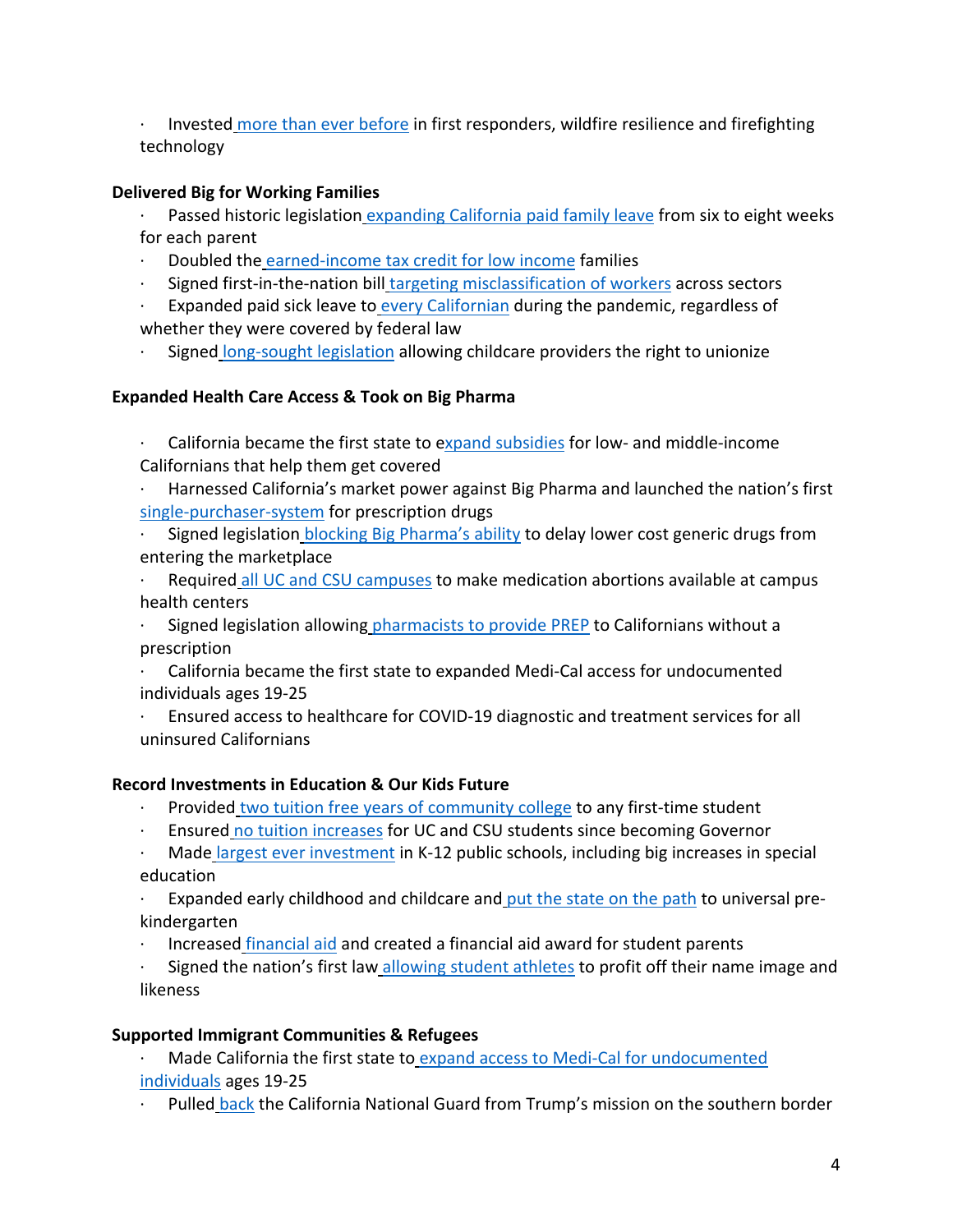- Invested more than ever before in first responders, wildfire resilience and firefighting technology

**Delivered Big for Working Families**

- Passed historic legislation expanding California paid family leave from six to eight weeks for each parent
- Doubled the earned-income tax credit for low income families
- Signed first-in-the-nation bill targeting misclassification of workers across sectors
- Expanded paid sick leave to every Californian during the pandemic, regardless of whether they were covered by federal law
- Signed long-sought legislation allowing childcare providers the right to unionize

**Expanded Health Care Access & Took on Big Pharma**

- California became the first state to expand subsidies for low- and middle-income Californians that help them get covered
- Harnessed California's market power against Big Pharma and launched the nation's first single-purchaser-system for prescription drugs
- Signed legislation blocking Big Pharma's ability to delay lower cost generic drugs from entering the marketplace
- Required all UC and CSU campuses to make medication abortions available at campus health centers
- Signed legislation allowing pharmacists to provide PREP to Californians without a prescription
- California became the first state to expanded Medi-Cal access for undocumented individuals ages 19-25
- Ensured access to healthcare for COVID-19 diagnostic and treatment services for all uninsured Californians

**Record Investments in Education & Our Kids Future**

- Provided two tuition free years of community college to any first-time student
- Ensured no tuition increases for UC and CSU students since becoming Governor
- Made largest ever investment in K-12 public schools, including big increases in special education
- Expanded early childhood and childcare and put the state on the path to universal pre-kindergarten
- Increased financial aid and created a financial aid award for student parents
- Signed the nation's first law allowing student athletes to profit off their name image and likeness

**Supported Immigrant Communities & Refugees**

- Made California the first state to expand access to Medi-Cal for undocumented individuals ages 19-25
- Pulled back the California National Guard from Trump's mission on the southern border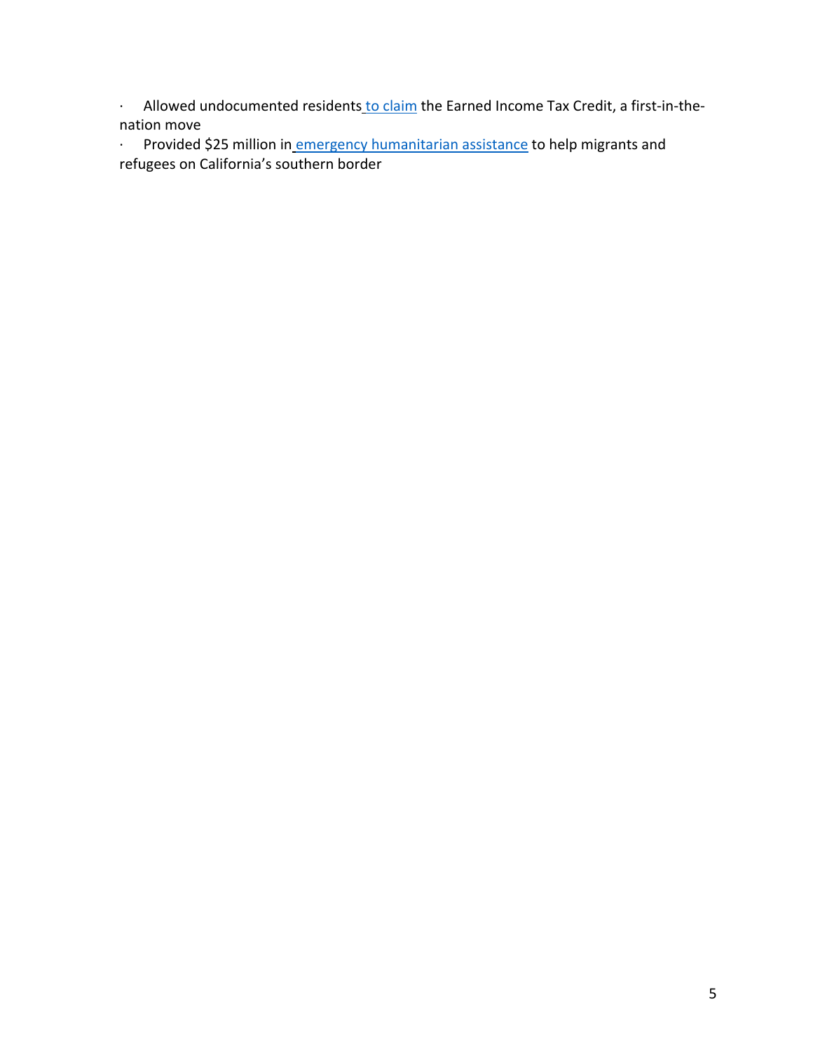- Allowed undocumented residents to claim the Earned Income Tax Credit, a first-in-the-nation move
- Provided $25 million in emergency humanitarian assistance to help migrants and refugees on California's southern border